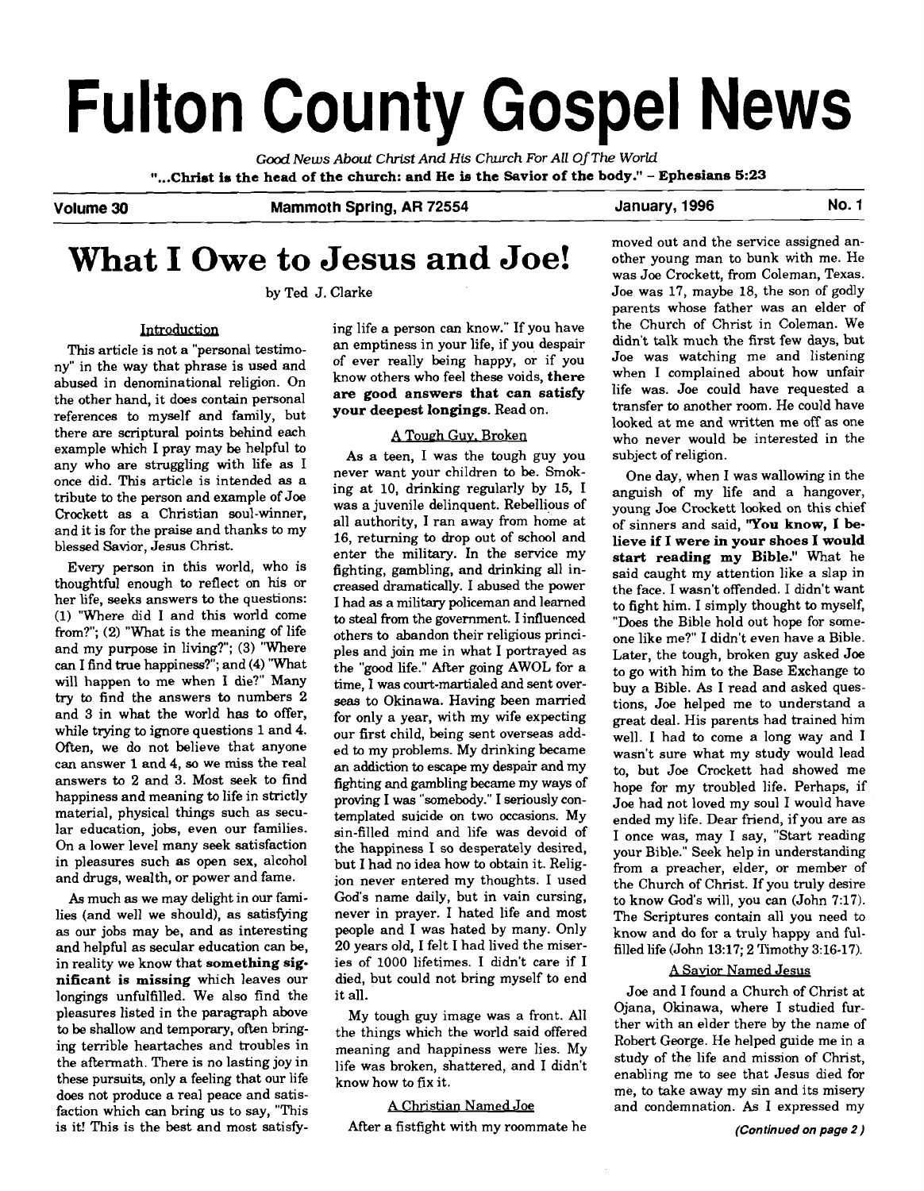# Fulton County Gospel News

*Good News About Christ And His Church For All Of The World*

**"...Christ is the head of the church: and He is the Savior of the body." – Ephesians 5:23**

**Volume 30** | **Mammoth Spring, AR 72554** | **January, 1996** | **No. 1**

## What I Owe to Jesus and Joe!

by Ted J. Clarke

### Introduction

This article is not a "personal testimony" in the way that phrase is used and abused in denominational religion. On the other hand, it does contain personal references to myself and family, but there are scriptural points behind each example which I pray may be helpful to any who are struggling with life as I once did. This article is intended as a tribute to the person and example of Joe Crockett as a Christian soul-winner, and it is for the praise and thanks to my blessed Savior, Jesus Christ.

Every person in this world, who is thoughtful enough to reflect on his or her life, seeks answers to the questions: (1) "Where did I and this world come from?"; (2) "What is the meaning of life and my purpose in living?"; (3) "Where can I find true happiness?"; and (4) "What will happen to me when I die?" Many try to find the answers to numbers 2 and 3 in what the world has to offer, while trying to ignore questions 1 and 4. Often, we do not believe that anyone can answer 1 and 4, so we miss the real answers to 2 and 3. Most seek to find happiness and meaning to life in strictly material, physical things such as secular education, jobs, even our families. On a lower level many seek satisfaction in pleasures such as open sex, alcohol and drugs, wealth, or power and fame.

As much as we may delight in our families (and well we should), as satisfying as our jobs may be, and as interesting and helpful as secular education can be, in reality we know that **something significant is missing** which leaves our longings unfulfilled. We also find the pleasures listed in the paragraph above to be shallow and temporary, often bringing terrible heartaches and troubles in the aftermath. There is no lasting joy in these pursuits, only a feeling that our life does not produce a real peace and satisfaction which can bring us to say, "This is it! This is the best and most satisfying life a person can know." If you have an emptiness in your life, if you despair of ever really being happy, or if you know others who feel these voids, **there are good answers that can satisfy your deepest longings.** Read on.

### A Tough Guy, Broken

As a teen, I was the tough guy you never want your children to be. Smoking at 10, drinking regularly by 15, I was a juvenile delinquent. Rebellious of all authority, I ran away from home at 16, returning to drop out of school and enter the military. In the service my fighting, gambling, and drinking all increased dramatically. I abused the power I had as a military policeman and learned to steal from the government. I influenced others to abandon their religious principles and join me in what I portrayed as the "good life." After going AWOL for a time, I was court-martialed and sent overseas to Okinawa. Having been married for only a year, with my wife expecting our first child, being sent overseas added to my problems. My drinking became an addiction to escape my despair and my fighting and gambling became my ways of proving I was "somebody." I seriously contemplated suicide on two occasions. My sin-filled mind and life was devoid of the happiness I so desperately desired, but I had no idea how to obtain it. Religion never entered my thoughts. I used God's name daily, but in vain cursing, never in prayer. I hated life and most people and I was hated by many. Only 20 years old, I felt I had lived the miseries of 1000 lifetimes. I didn't care if I died, but could not bring myself to end it all.

My tough guy image was a front. All the things which the world said offered meaning and happiness were lies. My life was broken, shattered, and I didn't know how to fix it.

### A Christian Named Joe

After a fistfight with my roommate he moved out and the service assigned another young man to bunk with me. He was Joe Crockett, from Coleman, Texas. Joe was 17, maybe 18, the son of godly parents whose father was an elder of the Church of Christ in Coleman. We didn't talk much the first few days, but Joe was watching me and listening when I complained about how unfair life was. Joe could have requested a transfer to another room. He could have looked at me and written me off as one who never would be interested in the subject of religion.

One day, when I was wallowing in the anguish of my life and a hangover, young Joe Crockett looked on this chief of sinners and said, **"You know, I believe if I were in your shoes I would start reading my Bible."** What he said caught my attention like a slap in the face. I wasn't offended. I didn't want to fight him. I simply thought to myself, "Does the Bible hold out hope for someone like me?" I didn't even have a Bible. Later, the tough, broken guy asked Joe to go with him to the Base Exchange to buy a Bible. As I read and asked questions, Joe helped me to understand a great deal. His parents had trained him well. I had to come a long way and I wasn't sure what my study would lead to, but Joe Crockett had showed me hope for my troubled life. Perhaps, if Joe had not loved my soul I would have ended my life. Dear friend, if you are as I once was, may I say, "Start reading your Bible." Seek help in understanding from a preacher, elder, or member of the Church of Christ. If you truly desire to know God's will, you can (John 7:17). The Scriptures contain all you need to know and do for a truly happy and fulfilled life (John 13:17; 2 Timothy 3:16-17).

### A Savior Named Jesus

Joe and I found a Church of Christ at Ojana, Okinawa, where I studied further with an elder there by the name of Robert George. He helped guide me in a study of the life and mission of Christ, enabling me to see that Jesus died for me, to take away my sin and its misery and condemnation. As I expressed my

*(Continued on page 2)*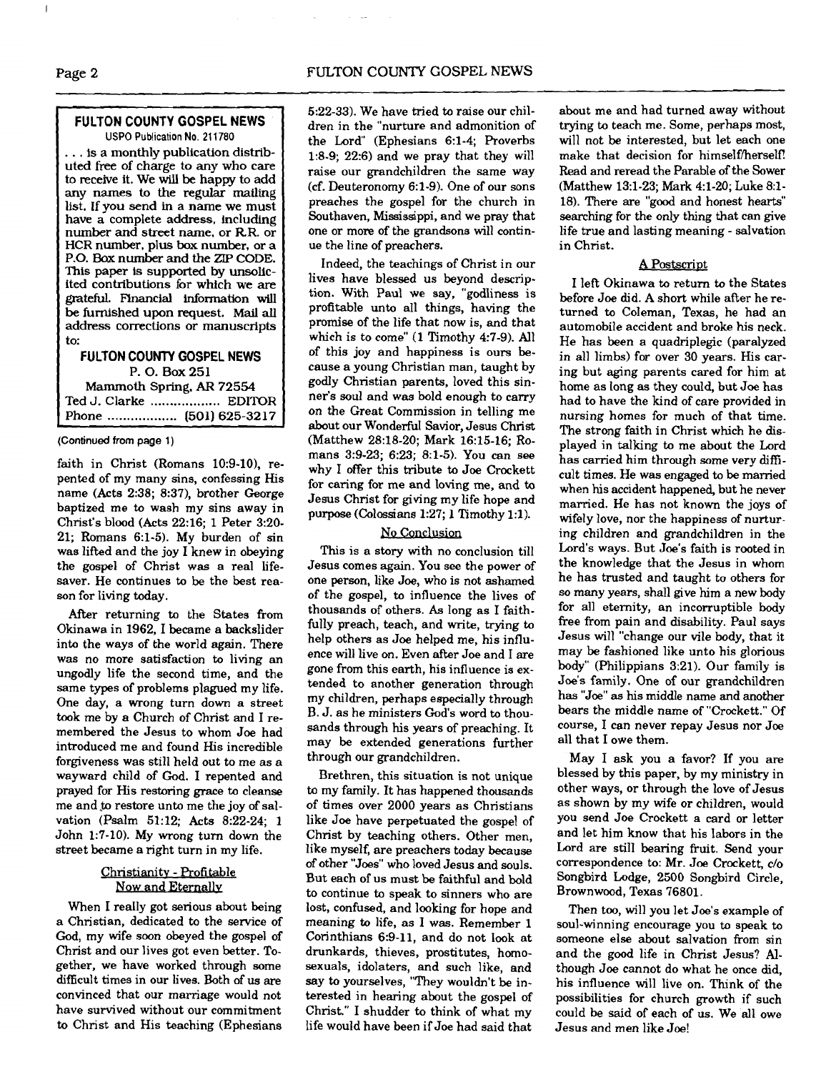**FULTON COUNTY GOSPEL NEWS**
USPO Publication No. 211780

. . . is a monthly publication distributed free of charge to any who care to receive it. We will be happy to add any names to the regular mailing list. If you send in a name we must have a complete address, including number and street name, or R.R. or HCR number, plus box number, or a P.O. Box number and the ZIP CODE. This paper is supported by unsolicited contributions for which we are grateful. Financial information will be furnished upon request. Mail all address corrections or manuscripts to:

**FULTON COUNTY GOSPEL NEWS**
P. O. Box 251
Mammoth Spring, AR 72554
Ted J. Clarke .................. EDITOR
Phone .................. (501) 625-3217

(Continued from page 1)

faith in Christ (Romans 10:9-10), repented of my many sins, confessing His name (Acts 2:38; 8:37), brother George baptized me to wash my sins away in Christ's blood (Acts 22:16; 1 Peter 3:20-21; Romans 6:1-5). My burden of sin was lifted and the joy I knew in obeying the gospel of Christ was a real lifesaver. He continues to be the best reason for living today.

After returning to the States from Okinawa in 1962, I became a backslider into the ways of the world again. There was no more satisfaction to living an ungodly life the second time, and the same types of problems plagued my life. One day, a wrong turn down a street took me by a Church of Christ and I remembered the Jesus to whom Joe had introduced me and found His incredible forgiveness was still held out to me as a wayward child of God. I repented and prayed for His restoring grace to cleanse me and to restore unto me the joy of salvation (Psalm 51:12; Acts 8:22-24; 1 John 1:7-10). My wrong turn down the street became a right turn in my life.

## Christianity - Profitable Now and Eternally

When I really got serious about being a Christian, dedicated to the service of God, my wife soon obeyed the gospel of Christ and our lives got even better. Together, we have worked through some difficult times in our lives. Both of us are convinced that our marriage would not have survived without our commitment to Christ and His teaching (Ephesians 5:22-33). We have tried to raise our children in the "nurture and admonition of the Lord" (Ephesians 6:1-4; Proverbs 1:8-9; 22:6) and we pray that they will raise our grandchildren the same way (cf. Deuteronomy 6:1-9). One of our sons preaches the gospel for the church in Southaven, Mississippi, and we pray that one or more of the grandsons will continue the line of preachers.

Indeed, the teachings of Christ in our lives have blessed us beyond description. With Paul we say, "godliness is profitable unto all things, having the promise of the life that now is, and that which is to come" (1 Timothy 4:7-9). All of this joy and happiness is ours because a young Christian man, taught by godly Christian parents, loved this sinner's soul and was bold enough to carry on the Great Commission in telling me about our Wonderful Savior, Jesus Christ (Matthew 28:18-20; Mark 16:15-16; Romans 3:9-23; 6:23; 8:1-5). You can see why I offer this tribute to Joe Crockett for caring for me and loving me, and to Jesus Christ for giving my life hope and purpose (Colossians 1:27; 1 Timothy 1:1).

## No Conclusion

This is a story with no conclusion till Jesus comes again. You see the power of one person, like Joe, who is not ashamed of the gospel, to influence the lives of thousands of others. As long as I faithfully preach, teach, and write, trying to help others as Joe helped me, his influence will live on. Even after Joe and I are gone from this earth, his influence is extended to another generation through my children, perhaps especially through B. J. as he ministers God's word to thousands through his years of preaching. It may be extended generations further through our grandchildren.

Brethren, this situation is not unique to my family. It has happened thousands of times over 2000 years as Christians like Joe have perpetuated the gospel of Christ by teaching others. Other men, like myself, are preachers today because of other "Joes" who loved Jesus and souls. But each of us must be faithful and bold to continue to speak to sinners who are lost, confused, and looking for hope and meaning to life, as I was. Remember 1 Corinthians 6:9-11, and do not look at drunkards, thieves, prostitutes, homosexuals, idolaters, and such like, and say to yourselves, "They wouldn't be interested in hearing about the gospel of Christ." I shudder to think of what my life would have been if Joe had said that about me and had turned away without trying to teach me. Some, perhaps most, will not be interested, but let each one make that decision for himself/herself! Read and reread the Parable of the Sower (Matthew 13:1-23; Mark 4:1-20; Luke 8:1-18). There are "good and honest hearts" searching for the only thing that can give life true and lasting meaning - salvation in Christ.

## A Postscript

I left Okinawa to return to the States before Joe did. A short while after he returned to Coleman, Texas, he had an automobile accident and broke his neck. He has been a quadriplegic (paralyzed in all limbs) for over 30 years. His caring but aging parents cared for him at home as long as they could, but Joe has had to have the kind of care provided in nursing homes for much of that time. The strong faith in Christ which he displayed in talking to me about the Lord has carried him through some very difficult times. He was engaged to be married when his accident happened, but he never married. He has not known the joys of wifely love, nor the happiness of nurturing children and grandchildren in the Lord's ways. But Joe's faith is rooted in the knowledge that the Jesus in whom he has trusted and taught to others for so many years, shall give him a new body for all eternity, an incorruptible body free from pain and disability. Paul says Jesus will "change our vile body, that it may be fashioned like unto his glorious body" (Philippians 3:21). Our family is Joe's family. One of our grandchildren has "Joe" as his middle name and another bears the middle name of "Crockett." Of course, I can never repay Jesus nor Joe all that I owe them.

May I ask you a favor? If you are blessed by this paper, by my ministry in other ways, or through the love of Jesus as shown by my wife or children, would you send Joe Crockett a card or letter and let him know that his labors in the Lord are still bearing fruit. Send your correspondence to: Mr. Joe Crockett, c/o Songbird Lodge, 2500 Songbird Circle, Brownwood, Texas 76801.

Then too, will you let Joe's example of soul-winning encourage you to speak to someone else about salvation from sin and the good life in Christ Jesus? Although Joe cannot do what he once did, his influence will live on. Think of the possibilities for church growth if such could be said of each of us. We all owe Jesus and men like Joe!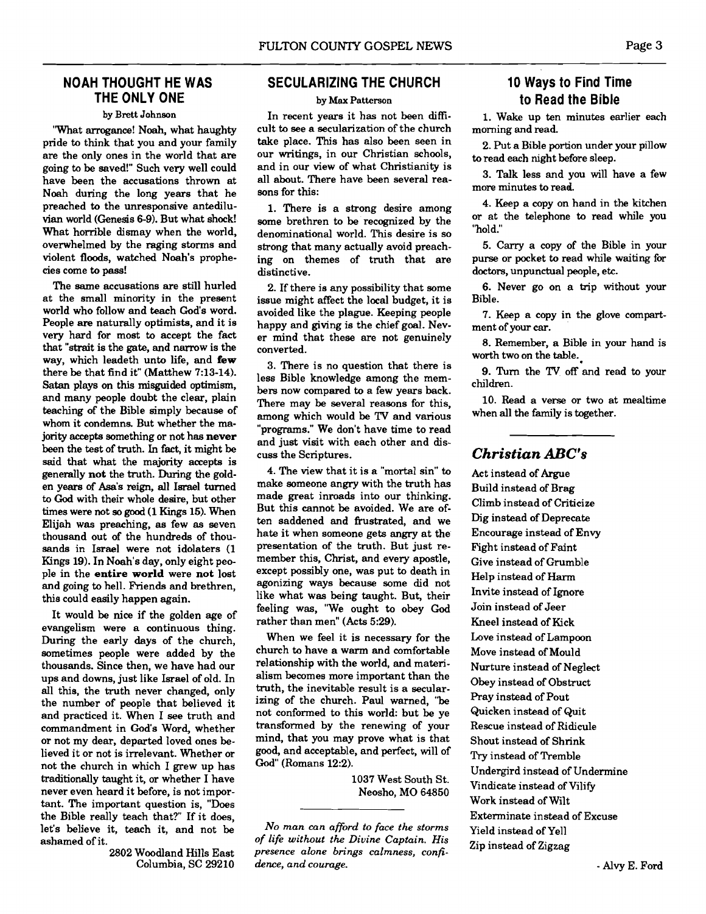## NOAH THOUGHT HE WAS THE ONLY ONE

by Brett Johnson

"What arrogance! Noah, what haughty pride to think that you and your family are the only ones in the world that are going to be saved!" Such very well could have been the accusations thrown at Noah during the long years that he preached to the unresponsive antediluvian world (Genesis 6-9). But what shock! What horrible dismay when the world, overwhelmed by the raging storms and violent floods, watched Noah's prophecies come to pass!

The same accusations are still hurled at the small minority in the present world who follow and teach God's word. People are naturally optimists, and it is very hard for most to accept the fact that "strait is the gate, and narrow is the way, which leadeth unto life, and **few** there be that find it" (Matthew 7:13-14). Satan plays on this misguided optimism, and many people doubt the clear, plain teaching of the Bible simply because of whom it condemns. But whether the majority accepts something or not has **never** been the test of truth. In fact, it might be said that what the majority accepts is generally **not** the truth. During the golden years of Asa's reign, all Israel turned to God with their whole desire, but other times were not so good (1 Kings 15). When Elijah was preaching, as few as seven thousand out of the hundreds of thousands in Israel were not idolaters (1 Kings 19). In Noah's day, only eight people in the **entire world** were **not** lost and going to hell. Friends and brethren, this could easily happen again.

It would be nice if the golden age of evangelism were a continuous thing. During the early days of the church, sometimes people were added by the thousands. Since then, we have had our ups and downs, just like Israel of old. In all this, the truth never changed, only the number of people that believed it and practiced it. When I see truth and commandment in God's Word, whether or not my dear, departed loved ones believed it or not is irrelevant. Whether or not the church in which I grew up has traditionally taught it, or whether I have never even heard it before, is not important. The important question is, "Does the Bible really teach that?" If it does, let's believe it, teach it, and not be ashamed of it.

2802 Woodland Hills East
Columbia, SC 29210

## SECULARIZING THE CHURCH

by Max Patterson

In recent years it has not been difficult to see a secularization of the church take place. This has also been seen in our writings, in our Christian schools, and in our view of what Christianity is all about. There have been several reasons for this:

1. There is a strong desire among some brethren to be recognized by the denominational world. This desire is so strong that many actually avoid preaching on themes of truth that are distinctive.

2. If there is any possibility that some issue might affect the local budget, it is avoided like the plague. Keeping people happy and giving is the chief goal. Never mind that these are not genuinely converted.

3. There is no question that there is less Bible knowledge among the members now compared to a few years back. There may be several reasons for this, among which would be TV and various "programs." We don't have time to read and just visit with each other and discuss the Scriptures.

4. The view that it is a "mortal sin" to make someone angry with the truth has made great inroads into our thinking. But this cannot be avoided. We are often saddened and frustrated, and we hate it when someone gets angry at the presentation of the truth. But just remember this, Christ, and every apostle, except possibly one, was put to death in agonizing ways because some did not like what was being taught. But, their feeling was, "We ought to obey God rather than men" (Acts 5:29).

When we feel it is necessary for the church to have a warm and comfortable relationship with the world, and materialism becomes more important than the truth, the inevitable result is a secularizing of the church. Paul warned, "be not conformed to this world: but be ye transformed by the renewing of your mind, that you may prove what is that good, and acceptable, and perfect, will of God" (Romans 12:2).

1037 West South St.
Neosho, MO 64850

---

*No man can afford to face the storms of life without the Divine Captain. His presence alone brings calmness, confidence, and courage.*

## 10 Ways to Find Time to Read the Bible

1. Wake up ten minutes earlier each morning and read.

2. Put a Bible portion under your pillow to read each night before sleep.

3. Talk less and you will have a few more minutes to read.

4. Keep a copy on hand in the kitchen or at the telephone to read while you "hold."

5. Carry a copy of the Bible in your purse or pocket to read while waiting for doctors, unpunctual people, etc.

6. Never go on a trip without your Bible.

7. Keep a copy in the glove compartment of your car.

8. Remember, a Bible in your hand is worth two on the table.

9. Turn the TV off and read to your children.

10. Read a verse or two at mealtime when all the family is together.

---

## *Christian ABC's*

Act instead of Argue
Build instead of Brag
Climb instead of Criticize
Dig instead of Deprecate
Encourage instead of Envy
Fight instead of Faint
Give instead of Grumble
Help instead of Harm
Invite instead of Ignore
Join instead of Jeer
Kneel instead of Kick
Love instead of Lampoon
Move instead of Mould
Nurture instead of Neglect
Obey instead of Obstruct
Pray instead of Pout
Quicken instead of Quit
Rescue instead of Ridicule
Shout instead of Shrink
Try instead of Tremble
Undergird instead of Undermine
Vindicate instead of Vilify
Work instead of Wilt
Exterminate instead of Excuse
Yield instead of Yell
Zip instead of Zigzag

- Alvy E. Ford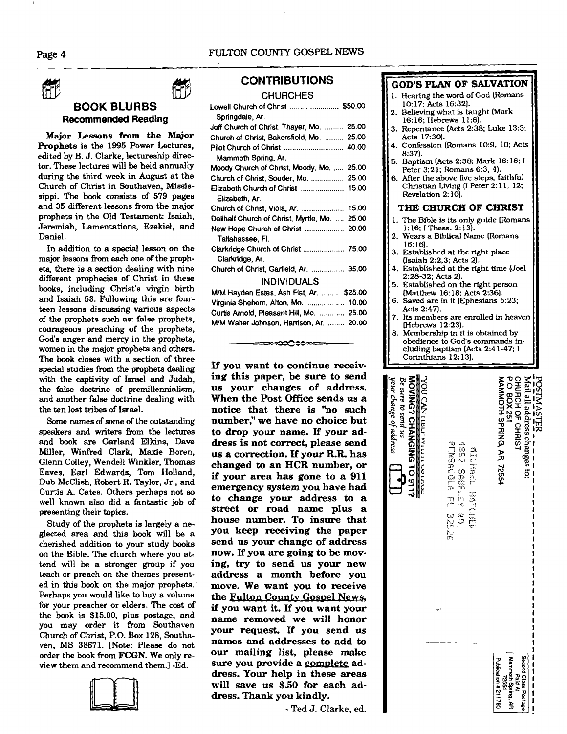## BOOK BLURBS

### Recommended Reading

**Major Lessons from the Major Prophets** is the 1995 Power Lectures, edited by B. J. Clarke, lectureship director. These lectures will be held annually during the third week in August at the Church of Christ in Southaven, Mississippi. The book consists of 579 pages and 35 different lessons from the major prophets in the Old Testament: Isaiah, Jeremiah, Lamentations, Ezekiel, and Daniel.

In addition to a special lesson on the major lessons from each one of the prophets, there is a section dealing with nine different prophecies of Christ in these books, including Christ's virgin birth and Isaiah 53. Following this are fourteen lessons discussing various aspects of the prophets such as: false prophets, courageous preaching of the prophets, God's anger and mercy in the prophets, women in the major prophets and others. The book closes with a section of three special studies from the prophets dealing with the captivity of Israel and Judah, the false doctrine of premillennialism, and another false doctrine dealing with the ten lost tribes of Israel.

Some names of some of the outstanding speakers and writers from the lectures and book are Garland Elkins, Dave Miller, Winfred Clark, Maxie Boren, Glenn Colley, Wendell Winkler, Thomas Eaves, Earl Edwards, Tom Holland, Dub McClish, Robert R. Taylor, Jr., and Curtis A. Cates. Others perhaps not so well known also did a fantastic job of presenting their topics.

Study of the prophets is largely a neglected area and this book will be a cherished addition to your study books on the Bible. The church where you attend will be a stronger group if you teach or preach on the themes presented in this book on the major prophets. Perhaps you would like to buy a volume for your preacher or elders. The cost of the book is $15.00, plus postage, and you may order it from Southaven Church of Christ, P.O. Box 128, Southaven, MS 38671. [Note: Please do not order the book from FCGN. We only review them and recommend them.] -Ed.

## CONTRIBUTIONS

### CHURCHES

| | |
|---|---|
| Lowell Church of Christ, Springdale, Ar. | $50.00 |
| Jeff Church of Christ, Thayer, Mo. | 25.00 |
| Church of Christ, Bakersfield, Mo. | 25.00 |
| Pilot Church of Christ, Mammoth Spring, Ar. | 40.00 |
| Moody Church of Christ, Moody, Mo. | 25.00 |
| Church of Christ, Souder, Mo. | 25.00 |
| Elizabeth Church of Christ, Elizabeth, Ar. | 15.00 |
| Church of Christ, Viola, Ar. | 15.00 |
| Dellhalf Church of Christ, Myrtle, Mo. | 25.00 |
| New Hope Church of Christ, Tallahassee, Fl. | 20.00 |
| Clarkridge Church of Christ, Clarkridge, Ar. | 75.00 |
| Church of Christ, Garfield, Ar. | 35.00 |

### INDIVIDUALS

| | |
|---|---|
| M/M Hayden Estes, Ash Flat, Ar. | $25.00 |
| Virginia Shehorn, Alton, Mo. | 10.00 |
| Curtis Arnold, Pleasant Hill, Mo. | 25.00 |
| M/M Walter Johnson, Harrison, Ar. | 20.00 |

**If you want to continue receiving this paper, be sure to send us your changes of address. When the Post Office sends us a notice that there is "no such number," we have no choice but to drop your name. If your address is not correct, please send us a correction. If your R.R. has changed to an HCR number, or if your area has gone to a 911 emergency system you have had to change your address to a street or road name plus a house number. To insure that you keep receiving the paper send us your change of address now. If you are going to be moving, try to send us your new address a month before you move. We want you to receive the Fulton County Gospel News, if you want it. If you want your name removed we will honor your request. If you send us names and addresses to add to our mailing list, please make sure you provide a complete address. Your help in these areas will save us $.50 for each address. Thank you kindly.**

- Ted J. Clarke, ed.

## GOD'S PLAN OF SALVATION

1. Hearing the word of God (Romans 10:17; Acts 16:32).
2. Believing what is taught (Mark 16:16; Hebrews 11:6).
3. Repentance (Acts 2:38; Luke 13:3; Acts 17:30).
4. Confession (Romans 10:9, 10; Acts 8:37).
5. Baptism (Acts 2:38; Mark 16:16; I Peter 3:21; Romans 6:3, 4).
6. After the above five steps, faithful Christian Living (I Peter 2:11, 12; Revelation 2:10).

## THE CHURCH OF CHRIST

1. The Bible is its only guide (Romans 1:16; I Thess. 2:13).
2. Wears a Biblical Name (Romans 16:16).
3. Established at the right place (Isaiah 2:2,3; Acts 2).
4. Established at the right time (Joel 2:28-32; Acts 2).
5. Established on the right person (Matthew 16:18; Acts 2:36).
6. Saved are in it (Ephesians 5:23; Acts 2:47).
7. Its members are enrolled in heaven (Hebrews 12:23).
8. Membership in it is obtained by obedience to God's commands including baptism (Acts 2:41-47; I Corinthians 12:13).

POSTMASTER - Mail all address changes to:
CHURCH OF CHRIST
P.O. BOX 251
MAMMOTH SPRING, AR 72554

Second Class Postage Paid At Mammoth Spring, AR 72554
Publication #211780

"YOU CAN HELP WITH POSTAGE"
MOVING? CHANGING TO 911?
*Be sure to send us your change of address*

MICHAEL HATCHER
4852 SAUFLEY RD
PENSACOLA FL 32526